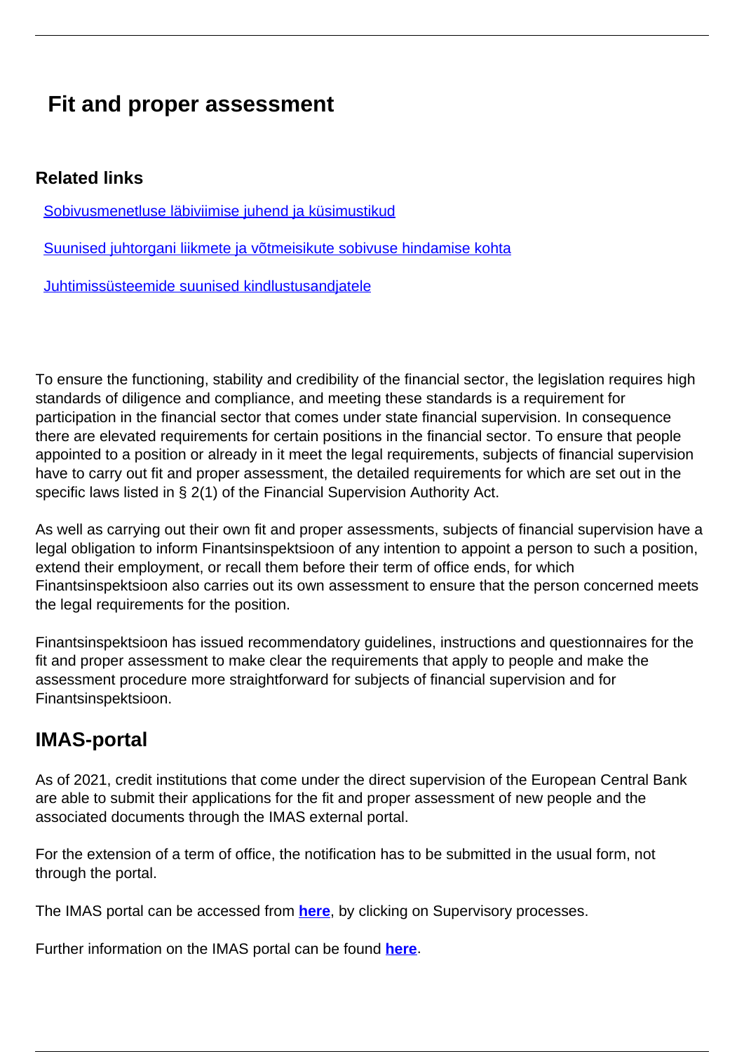# Fit and proper assessment

### Related links

Sobivusmenetluse läbiviimise juhend ja küsimustikud

Suunised juhtorgani liikmete ja võtmeisikute sobivuse hindamise kohta

Juhtimissüsteemide suunised kindlustusandjatele

To ensure the functioning, stability and credibility of the financial sector, the legislation requires high standards of diligence and compliance, and meeting these standards is a requirement for participation in the financial sector that comes under state financial supervision. In consequence there are elevated requirements for certain positions in the financial sector. To ensure that people appointed to a position or already in it meet the legal requirements, subjects of financial supervision have to carry out fit and proper assessment, the detailed requirements for which are set out in the specific laws listed in § 2(1) of the Financial Supervision Authority Act.

As well as carrying out their own fit and proper assessments, subjects of financial supervision have a legal obligation to inform Finantsinspektsioon of any intention to appoint a person to such a position, extend their employment, or recall them before their term of office ends, for which Finantsinspektsioon also carries out its own assessment to ensure that the person concerned meets the legal requirements for the position.

Finantsinspektsioon has issued recommendatory guidelines, instructions and questionnaires for the fit and proper assessment to make clear the requirements that apply to people and make the assessment procedure more straightforward for subjects of financial supervision and for Finantsinspektsioon.

## IMAS-portal

As of 2021, credit institutions that come under the direct supervision of the European Central Bank are able to submit their applications for the fit and proper assessment of new people and the associated documents through the IMAS external portal.

For the extension of a term of office, the notification has to be submitted in the usual form, not through the portal.

The IMAS portal can be accessed from **here**, by clicking on Supervisory processes.

Further information on the IMAS portal can be found **here**.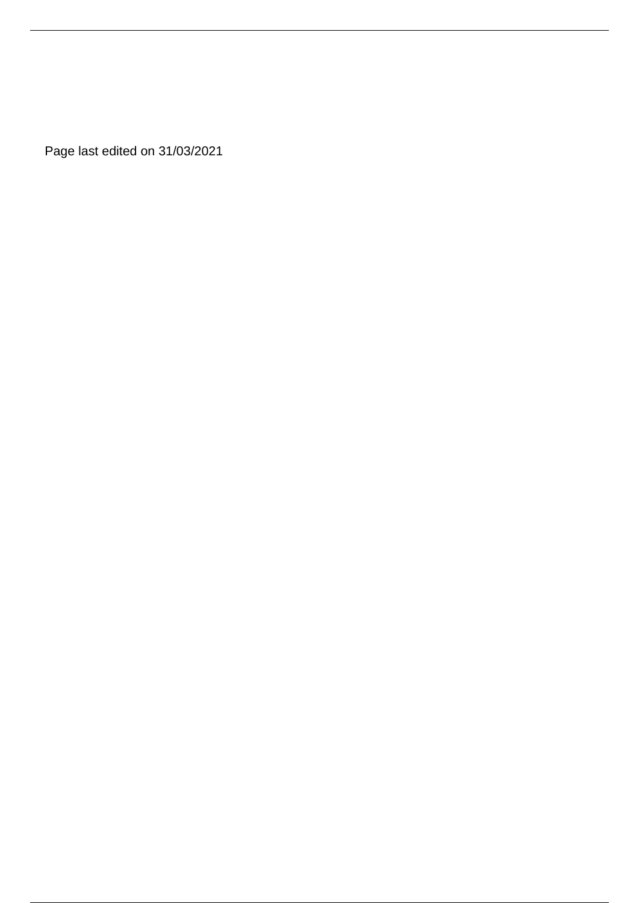Page last edited on 31/03/2021